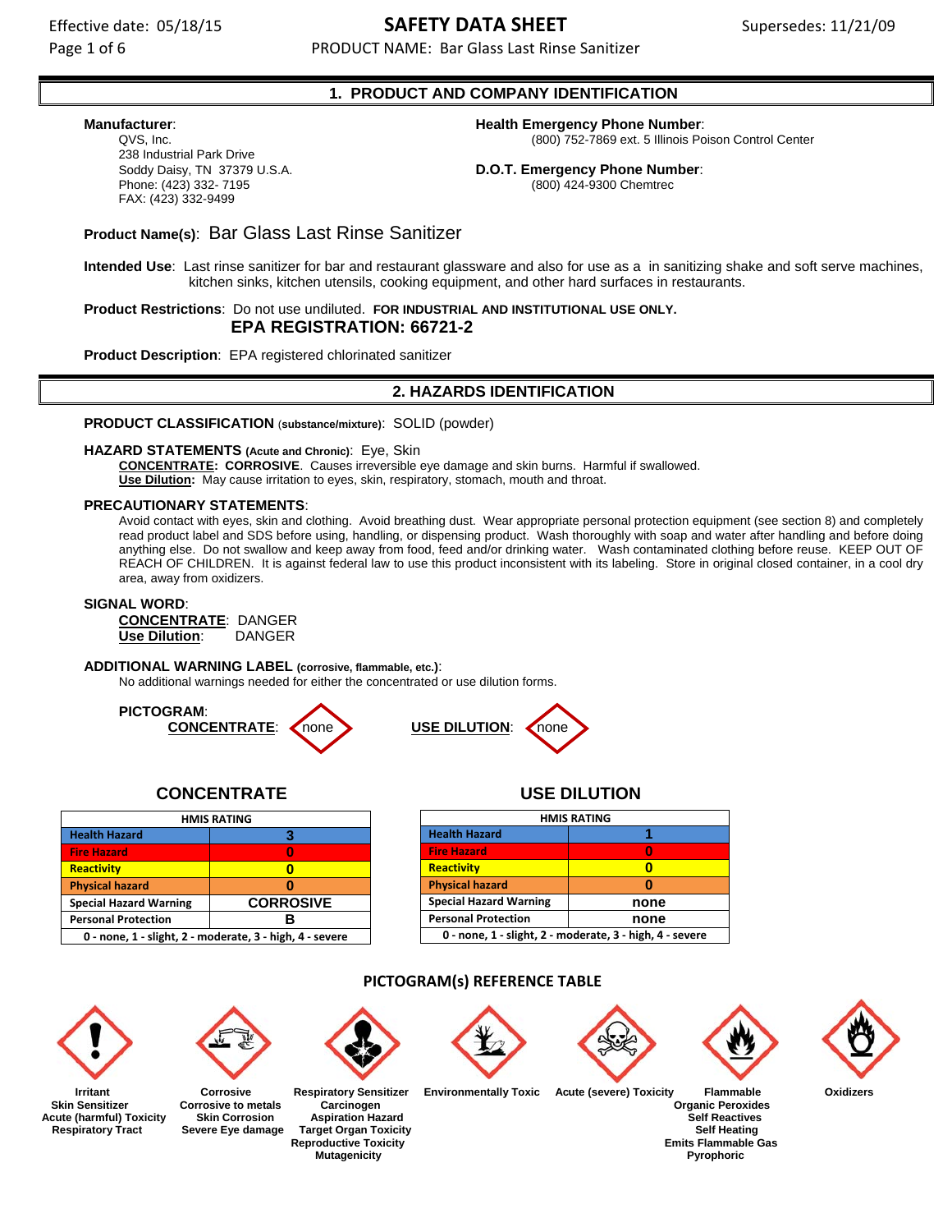# SAFETY DATA SHEET

Effective date: 05/18/15

Supersedes: 11/21/09

PRODUCT NAME: Bar Glass Last Rinse Sanitizer

## 1. PRODUCT AND COMPANY IDENTIFICATION

**Manufacturer**:
QVS, Inc.
238 Industrial Park Drive
Soddy Daisy, TN 37379 U.S.A.
Phone: (423) 332- 7195
FAX: (423) 332-9499

**Health Emergency Phone Number**:
(800) 752-7869 ext. 5 Illinois Poison Control Center

**D.O.T. Emergency Phone Number**:
(800) 424-9300 Chemtrec

**Product Name(s)**: Bar Glass Last Rinse Sanitizer

**Intended Use**: Last rinse sanitizer for bar and restaurant glassware and also for use as a in sanitizing shake and soft serve machines, kitchen sinks, kitchen utensils, cooking equipment, and other hard surfaces in restaurants.

**Product Restrictions**: Do not use undiluted. **FOR INDUSTRIAL AND INSTITUTIONAL USE ONLY.**

**EPA REGISTRATION: 66721-2**

**Product Description**: EPA registered chlorinated sanitizer

## 2. HAZARDS IDENTIFICATION

**PRODUCT CLASSIFICATION** (**substance/mixture**): SOLID (powder)

**HAZARD STATEMENTS (Acute and Chronic)**: Eye, Skin

**CONCENTRATE: CORROSIVE**. Causes irreversible eye damage and skin burns. Harmful if swallowed.
**Use Dilution:** May cause irritation to eyes, skin, respiratory, stomach, mouth and throat.

**PRECAUTIONARY STATEMENTS**:

Avoid contact with eyes, skin and clothing. Avoid breathing dust. Wear appropriate personal protection equipment (see section 8) and completely read product label and SDS before using, handling, or dispensing product. Wash thoroughly with soap and water after handling and before doing anything else. Do not swallow and keep away from food, feed and/or drinking water. Wash contaminated clothing before reuse. KEEP OUT OF REACH OF CHILDREN. It is against federal law to use this product inconsistent with its labeling. Store in original closed container, in a cool dry area, away from oxidizers.

**SIGNAL WORD**:

**CONCENTRATE**: DANGER
**Use Dilution**: DANGER

**ADDITIONAL WARNING LABEL (corrosive, flammable, etc.)**:

No additional warnings needed for either the concentrated or use dilution forms.

**PICTOGRAM**:

**CONCENTRATE**: none

**USE DILUTION**: none

### CONCENTRATE

| HMIS RATING | |
|---|---|
| Health Hazard | 3 |
| Fire Hazard | 0 |
| Reactivity | 0 |
| Physical hazard | 0 |
| Special Hazard Warning | CORROSIVE |
| Personal Protection | B |
| 0 - none, 1 - slight, 2 - moderate, 3 - high, 4 - severe | |

### USE DILUTION

| HMIS RATING | |
|---|---|
| Health Hazard | 1 |
| Fire Hazard | 0 |
| Reactivity | 0 |
| Physical hazard | 0 |
| Special Hazard Warning | none |
| Personal Protection | none |
| 0 - none, 1 - slight, 2 - moderate, 3 - high, 4 - severe | |

### PICTOGRAM(s) REFERENCE TABLE

| Pictogram | Hazards |
|---|---|
| Irritant | Skin Sensitizer, Acute (harmful) Toxicity, Respiratory Tract |
| Corrosive | Corrosive to metals, Skin Corrosion, Severe Eye damage |
| Respiratory Sensitizer | Carcinogen, Aspiration Hazard, Target Organ Toxicity, Reproductive Toxicity, Mutagenicity |
| Environmentally Toxic | |
| Acute (severe) Toxicity | |
| Flammable | Organic Peroxides, Self Reactives, Self Heating, Emits Flammable Gas, Pyrophoric |
| Oxidizers | |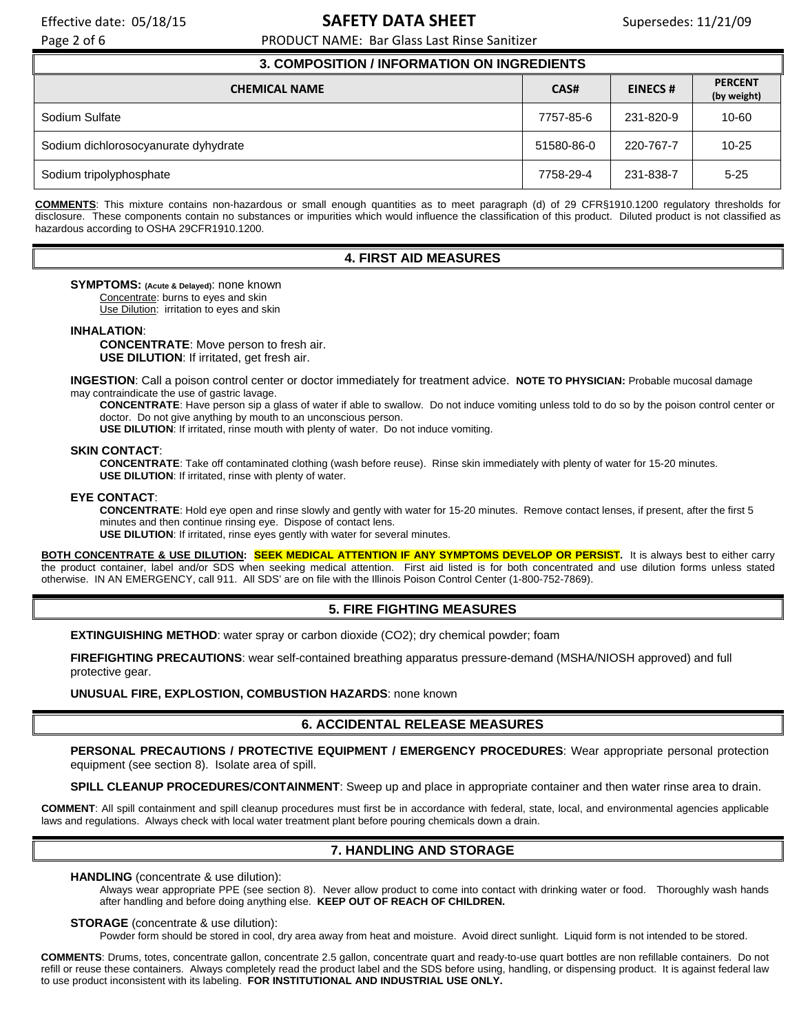## 3. COMPOSITION / INFORMATION ON INGREDIENTS

| CHEMICAL NAME | CAS# | EINECS # | PERCENT (by weight) |
|---|---|---|---|
| Sodium Sulfate | 7757-85-6 | 231-820-9 | 10-60 |
| Sodium dichlorosocyanurate dyhydrate | 51580-86-0 | 220-767-7 | 10-25 |
| Sodium tripolyphosphate | 7758-29-4 | 231-838-7 | 5-25 |

**COMMENTS**: This mixture contains non-hazardous or small enough quantities as to meet paragraph (d) of 29 CFR§1910.1200 regulatory thresholds for disclosure. These components contain no substances or impurities which would influence the classification of this product. Diluted product is not classified as hazardous according to OSHA 29CFR1910.1200.

## 4. FIRST AID MEASURES

**SYMPTOMS: (Acute & Delayed)**: none known
Concentrate: burns to eyes and skin
Use Dilution: irritation to eyes and skin

**INHALATION**:
**CONCENTRATE**: Move person to fresh air.
**USE DILUTION**: If irritated, get fresh air.

**INGESTION**: Call a poison control center or doctor immediately for treatment advice. **NOTE TO PHYSICIAN:** Probable mucosal damage may contraindicate the use of gastric lavage.
**CONCENTRATE**: Have person sip a glass of water if able to swallow. Do not induce vomiting unless told to do so by the poison control center or doctor. Do not give anything by mouth to an unconscious person.
**USE DILUTION**: If irritated, rinse mouth with plenty of water. Do not induce vomiting.

**SKIN CONTACT**:
**CONCENTRATE**: Take off contaminated clothing (wash before reuse). Rinse skin immediately with plenty of water for 15-20 minutes.
**USE DILUTION**: If irritated, rinse with plenty of water.

**EYE CONTACT**:
**CONCENTRATE**: Hold eye open and rinse slowly and gently with water for 15-20 minutes. Remove contact lenses, if present, after the first 5 minutes and then continue rinsing eye. Dispose of contact lens.
**USE DILUTION**: If irritated, rinse eyes gently with water for several minutes.

**BOTH CONCENTRATE & USE DILUTION: SEEK MEDICAL ATTENTION IF ANY SYMPTOMS DEVELOP OR PERSIST.** It is always best to either carry the product container, label and/or SDS when seeking medical attention. First aid listed is for both concentrated and use dilution forms unless stated otherwise. IN AN EMERGENCY, call 911. All SDS' are on file with the Illinois Poison Control Center (1-800-752-7869).

## 5. FIRE FIGHTING MEASURES

**EXTINGUISHING METHOD**: water spray or carbon dioxide ($CO_2$); dry chemical powder; foam

**FIREFIGHTING PRECAUTIONS**: wear self-contained breathing apparatus pressure-demand (MSHA/NIOSH approved) and full protective gear.

**UNUSUAL FIRE, EXPLOSTION, COMBUSTION HAZARDS**: none known

## 6. ACCIDENTAL RELEASE MEASURES

**PERSONAL PRECAUTIONS / PROTECTIVE EQUIPMENT / EMERGENCY PROCEDURES**: Wear appropriate personal protection equipment (see section 8). Isolate area of spill.

**SPILL CLEANUP PROCEDURES/CONTAINMENT**: Sweep up and place in appropriate container and then water rinse area to drain.

**COMMENT**: All spill containment and spill cleanup procedures must first be in accordance with federal, state, local, and environmental agencies applicable laws and regulations. Always check with local water treatment plant before pouring chemicals down a drain.

## 7. HANDLING AND STORAGE

**HANDLING** (concentrate & use dilution):
Always wear appropriate PPE (see section 8). Never allow product to come into contact with drinking water or food. Thoroughly wash hands after handling and before doing anything else. **KEEP OUT OF REACH OF CHILDREN.**

**STORAGE** (concentrate & use dilution):
Powder form should be stored in cool, dry area away from heat and moisture. Avoid direct sunlight. Liquid form is not intended to be stored.

**COMMENTS**: Drums, totes, concentrate gallon, concentrate 2.5 gallon, concentrate quart and ready-to-use quart bottles are non refillable containers. Do not refill or reuse these containers. Always completely read the product label and the SDS before using, handling, or dispensing product. It is against federal law to use product inconsistent with its labeling. **FOR INSTITUTIONAL AND INDUSTRIAL USE ONLY.**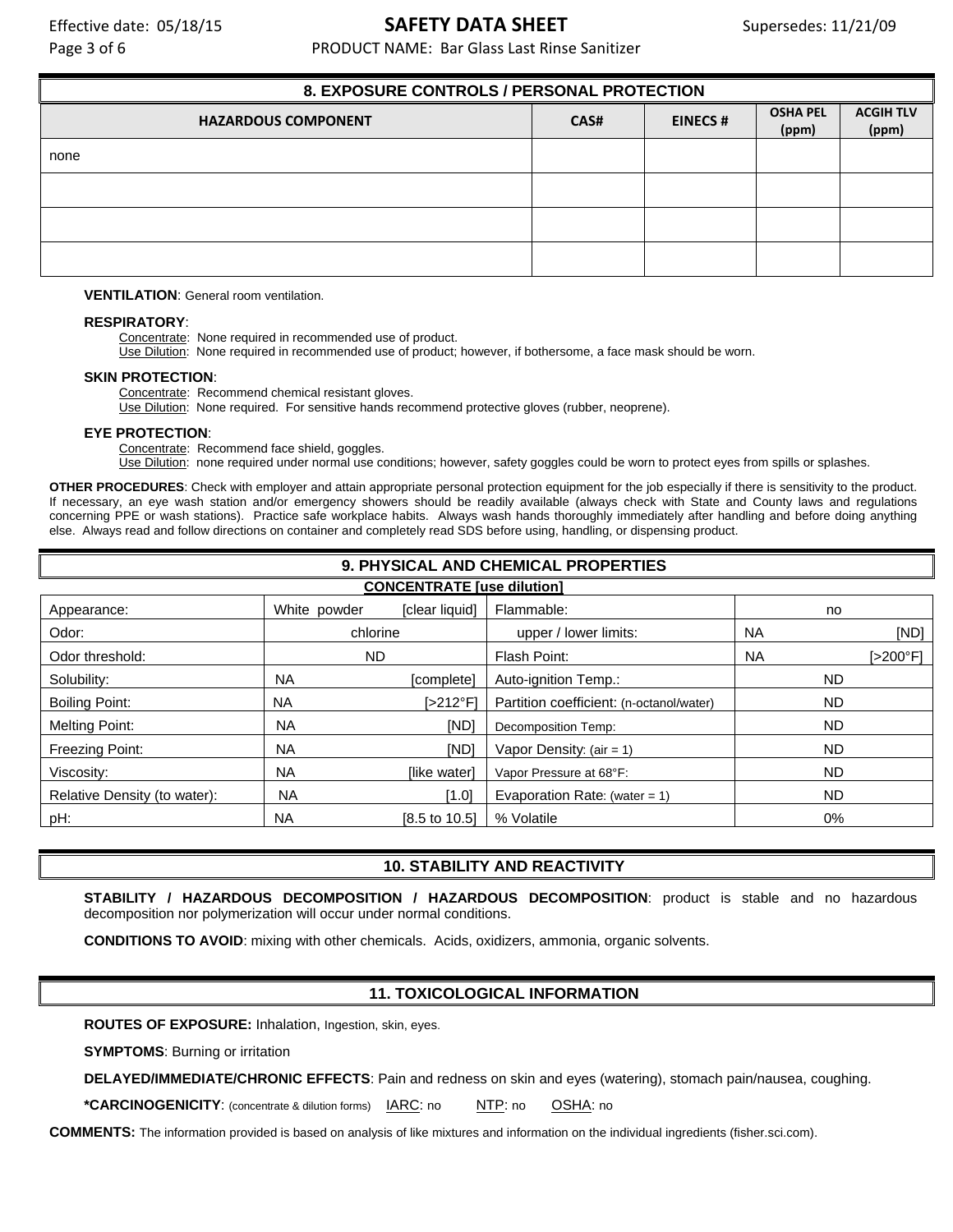## 8. EXPOSURE CONTROLS / PERSONAL PROTECTION

| HAZARDOUS COMPONENT | CAS# | EINECS # | OSHA PEL (ppm) | ACGIH TLV (ppm) |
|---|---|---|---|---|
| none | | | | |
| | | | | |
| | | | | |
| | | | | |

**VENTILATION**: General room ventilation.

**RESPIRATORY**:
Concentrate: None required in recommended use of product.
Use Dilution: None required in recommended use of product; however, if bothersome, a face mask should be worn.

**SKIN PROTECTION**:
Concentrate: Recommend chemical resistant gloves.
Use Dilution: None required. For sensitive hands recommend protective gloves (rubber, neoprene).

**EYE PROTECTION**:
Concentrate: Recommend face shield, goggles.
Use Dilution: none required under normal use conditions; however, safety goggles could be worn to protect eyes from spills or splashes.

**OTHER PROCEDURES**: Check with employer and attain appropriate personal protection equipment for the job especially if there is sensitivity to the product. If necessary, an eye wash station and/or emergency showers should be readily available (always check with State and County laws and regulations concerning PPE or wash stations). Practice safe workplace habits. Always wash hands thoroughly immediately after handling and before doing anything else. Always read and follow directions on container and completely read SDS before using, handling, or dispensing product.

## 9. PHYSICAL AND CHEMICAL PROPERTIES

**CONCENTRATE [use dilution]**

| | | | | |
|---|---|---|---|---|
| Appearance: | White powder [clear liquid] | Flammable: | no | |
| Odor: | chlorine | upper / lower limits: | NA | [ND] |
| Odor threshold: | ND | Flash Point: | NA | [>200°F] |
| Solubility: | NA [complete] | Auto-ignition Temp.: | ND | |
| Boiling Point: | NA [>212°F] | Partition coefficient: (n-octanol/water) | ND | |
| Melting Point: | NA [ND] | Decomposition Temp: | ND | |
| Freezing Point: | NA [ND] | Vapor Density: (air = 1) | ND | |
| Viscosity: | NA [like water] | Vapor Pressure at 68°F: | ND | |
| Relative Density (to water): | NA [1.0] | Evaporation Rate: (water = 1) | ND | |
| pH: | NA [8.5 to 10.5] | % Volatile | 0% | |

## 10. STABILITY AND REACTIVITY

**STABILITY / HAZARDOUS DECOMPOSITION / HAZARDOUS DECOMPOSITION**: product is stable and no hazardous decomposition nor polymerization will occur under normal conditions.

**CONDITIONS TO AVOID**: mixing with other chemicals. Acids, oxidizers, ammonia, organic solvents.

## 11. TOXICOLOGICAL INFORMATION

**ROUTES OF EXPOSURE:** Inhalation, Ingestion, skin, eyes.

**SYMPTOMS**: Burning or irritation

**DELAYED/IMMEDIATE/CHRONIC EFFECTS**: Pain and redness on skin and eyes (watering), stomach pain/nausea, coughing.

***CARCINOGENICITY**: (concentrate & dilution forms) IARC: no NTP: no OSHA: no

**COMMENTS:** The information provided is based on analysis of like mixtures and information on the individual ingredients (fisher.sci.com).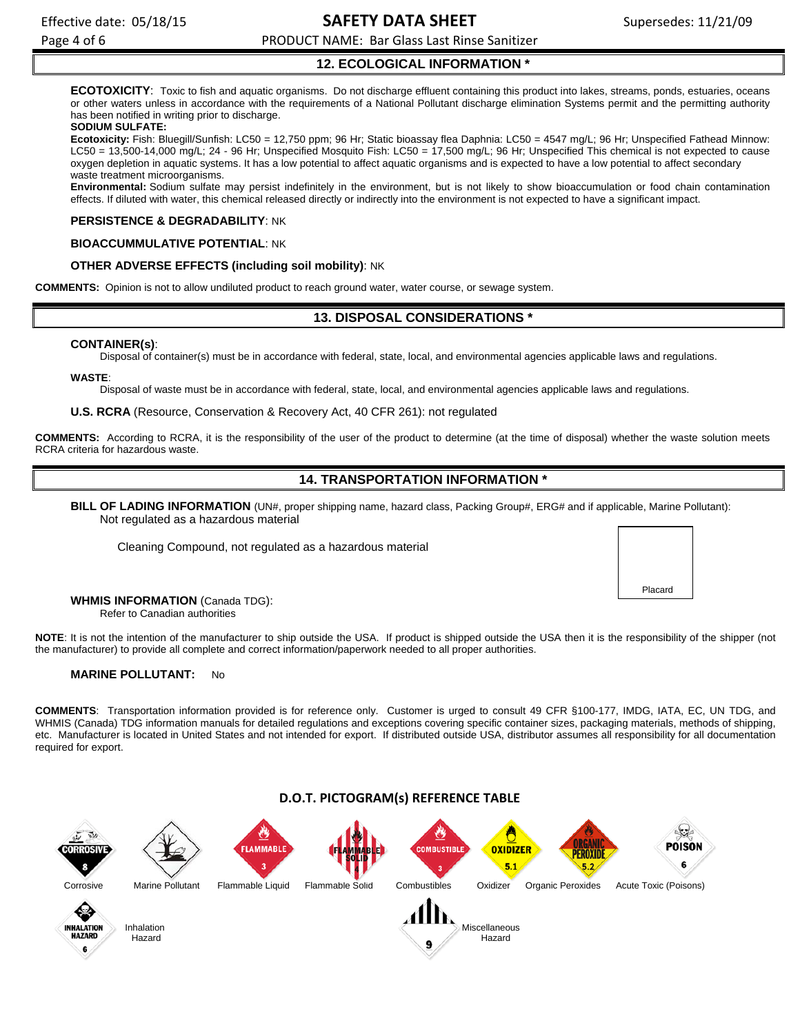## 12. ECOLOGICAL INFORMATION *

**ECOTOXICITY**: Toxic to fish and aquatic organisms. Do not discharge effluent containing this product into lakes, streams, ponds, estuaries, oceans or other waters unless in accordance with the requirements of a National Pollutant discharge elimination Systems permit and the permitting authority has been notified in writing prior to discharge.

**SODIUM SULFATE:**

**Ecotoxicity:** Fish: Bluegill/Sunfish: LC50 = 12,750 ppm; 96 Hr; Static bioassay flea Daphnia: LC50 = 4547 mg/L; 96 Hr; Unspecified Fathead Minnow: LC50 = 13,500-14,000 mg/L; 24 - 96 Hr; Unspecified Mosquito Fish: LC50 = 17,500 mg/L; 96 Hr; Unspecified This chemical is not expected to cause oxygen depletion in aquatic systems. It has a low potential to affect aquatic organisms and is expected to have a low potential to affect secondary waste treatment microorganisms.

**Environmental:** Sodium sulfate may persist indefinitely in the environment, but is not likely to show bioaccumulation or food chain contamination effects. If diluted with water, this chemical released directly or indirectly into the environment is not expected to have a significant impact.

**PERSISTENCE & DEGRADABILITY**: NK

**BIOACCUMMULATIVE POTENTIAL**: NK

**OTHER ADVERSE EFFECTS (including soil mobility)**: NK

**COMMENTS:** Opinion is not to allow undiluted product to reach ground water, water course, or sewage system.

## 13. DISPOSAL CONSIDERATIONS *

**CONTAINER(s)**:

Disposal of container(s) must be in accordance with federal, state, local, and environmental agencies applicable laws and regulations.

**WASTE**:

Disposal of waste must be in accordance with federal, state, local, and environmental agencies applicable laws and regulations.

**U.S. RCRA** (Resource, Conservation & Recovery Act, 40 CFR 261): not regulated

**COMMENTS:** According to RCRA, it is the responsibility of the user of the product to determine (at the time of disposal) whether the waste solution meets RCRA criteria for hazardous waste.

## 14. TRANSPORTATION INFORMATION *

**BILL OF LADING INFORMATION** (UN#, proper shipping name, hazard class, Packing Group#, ERG# and if applicable, Marine Pollutant):

Not regulated as a hazardous material

Cleaning Compound, not regulated as a hazardous material

Placard

**WHMIS INFORMATION** (Canada TDG):

Refer to Canadian authorities

**NOTE**: It is not the intention of the manufacturer to ship outside the USA. If product is shipped outside the USA then it is the responsibility of the shipper (not the manufacturer) to provide all complete and correct information/paperwork needed to all proper authorities.

**MARINE POLLUTANT:** No

**COMMENTS**: Transportation information provided is for reference only. Customer is urged to consult 49 CFR §100-177, IMDG, IATA, EC, UN TDG, and WHMIS (Canada) TDG information manuals for detailed regulations and exceptions covering specific container sizes, packaging materials, methods of shipping, etc. Manufacturer is located in United States and not intended for export. If distributed outside USA, distributor assumes all responsibility for all documentation required for export.

### D.O.T. PICTOGRAM(s) REFERENCE TABLE

Corrosive | Marine Pollutant | Flammable Liquid | Flammable Solid | Combustibles | Oxidizer | Organic Peroxides | Acute Toxic (Poisons)

Inhalation Hazard | Miscellaneous Hazard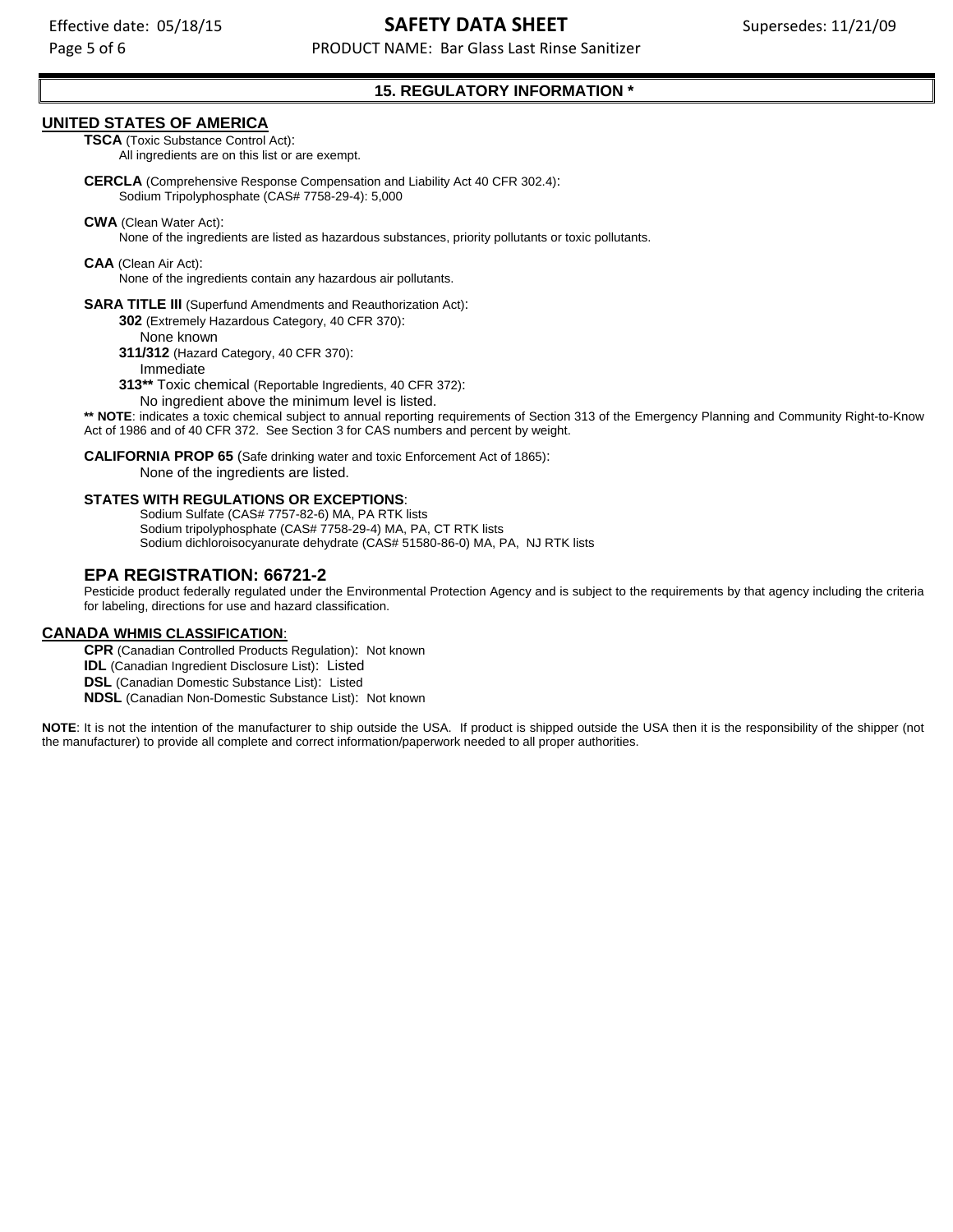## 15. REGULATORY INFORMATION *

### UNITED STATES OF AMERICA

**TSCA** (Toxic Substance Control Act):
All ingredients are on this list or are exempt.

**CERCLA** (Comprehensive Response Compensation and Liability Act 40 CFR 302.4):
Sodium Tripolyphosphate (CAS# 7758-29-4): 5,000

**CWA** (Clean Water Act):
None of the ingredients are listed as hazardous substances, priority pollutants or toxic pollutants.

**CAA** (Clean Air Act):
None of the ingredients contain any hazardous air pollutants.

**SARA TITLE III** (Superfund Amendments and Reauthorization Act):

**302** (Extremely Hazardous Category, 40 CFR 370):
None known

**311/312** (Hazard Category, 40 CFR 370):
Immediate

**313**** Toxic chemical (Reportable Ingredients, 40 CFR 372):
No ingredient above the minimum level is listed.

**** NOTE**: indicates a toxic chemical subject to annual reporting requirements of Section 313 of the Emergency Planning and Community Right-to-Know Act of 1986 and of 40 CFR 372. See Section 3 for CAS numbers and percent by weight.

**CALIFORNIA PROP 65** (Safe drinking water and toxic Enforcement Act of 1865):
None of the ingredients are listed.

**STATES WITH REGULATIONS OR EXCEPTIONS**:
Sodium Sulfate (CAS# 7757-82-6) MA, PA RTK lists
Sodium tripolyphosphate (CAS# 7758-29-4) MA, PA, CT RTK lists
Sodium dichloroisocyanurate dehydrate (CAS# 51580-86-0) MA, PA, NJ RTK lists

### EPA REGISTRATION: 66721-2

Pesticide product federally regulated under the Environmental Protection Agency and is subject to the requirements by that agency including the criteria for labeling, directions for use and hazard classification.

### CANADA WHMIS CLASSIFICATION:

**CPR** (Canadian Controlled Products Regulation): Not known
**IDL** (Canadian Ingredient Disclosure List): Listed
**DSL** (Canadian Domestic Substance List): Listed
**NDSL** (Canadian Non-Domestic Substance List): Not known

**NOTE**: It is not the intention of the manufacturer to ship outside the USA. If product is shipped outside the USA then it is the responsibility of the shipper (not the manufacturer) to provide all complete and correct information/paperwork needed to all proper authorities.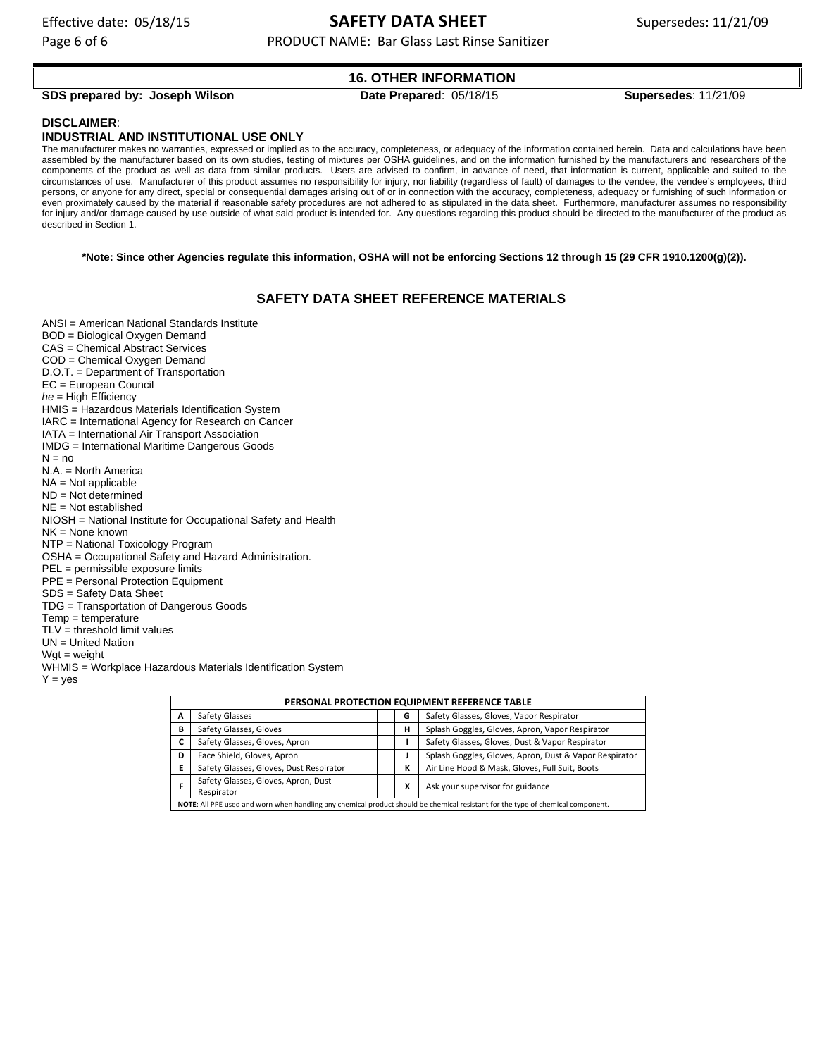## 16. OTHER INFORMATION

**SDS prepared by: Joseph Wilson** **Date Prepared**: 05/18/15 **Supersedes**: 11/21/09

**DISCLAIMER**:

**INDUSTRIAL AND INSTITUTIONAL USE ONLY**

The manufacturer makes no warranties, expressed or implied as to the accuracy, completeness, or adequacy of the information contained herein. Data and calculations have been assembled by the manufacturer based on its own studies, testing of mixtures per OSHA guidelines, and on the information furnished by the manufacturers and researchers of the components of the product as well as data from similar products. Users are advised to confirm, in advance of need, that information is current, applicable and suited to the circumstances of use. Manufacturer of this product assumes no responsibility for injury, nor liability (regardless of fault) of damages to the vendee, the vendee's employees, third persons, or anyone for any direct, special or consequential damages arising out of or in connection with the accuracy, completeness, adequacy or furnishing of such information or even proximately caused by the material if reasonable safety procedures are not adhered to as stipulated in the data sheet. Furthermore, manufacturer assumes no responsibility for injury and/or damage caused by use outside of what said product is intended for. Any questions regarding this product should be directed to the manufacturer of the product as described in Section 1.

**\*Note: Since other Agencies regulate this information, OSHA will not be enforcing Sections 12 through 15 (29 CFR 1910.1200(g)(2)).**

## SAFETY DATA SHEET REFERENCE MATERIALS

ANSI = American National Standards Institute
BOD = Biological Oxygen Demand
CAS = Chemical Abstract Services
COD = Chemical Oxygen Demand
D.O.T. = Department of Transportation
EC = European Council
*he* = High Efficiency
HMIS = Hazardous Materials Identification System
IARC = International Agency for Research on Cancer
IATA = International Air Transport Association
IMDG = International Maritime Dangerous Goods
N = no
N.A. = North America
NA = Not applicable
ND = Not determined
NE = Not established
NIOSH = National Institute for Occupational Safety and Health
NK = None known
NTP = National Toxicology Program
OSHA = Occupational Safety and Hazard Administration.
PEL = permissible exposure limits
PPE = Personal Protection Equipment
SDS = Safety Data Sheet
TDG = Transportation of Dangerous Goods
Temp = temperature
TLV = threshold limit values
UN = United Nation
Wgt = weight
WHMIS = Workplace Hazardous Materials Identification System
Y = yes

| PERSONAL PROTECTION EQUIPMENT REFERENCE TABLE | | | | |
|---|---|---|---|---|
| **A** | Safety Glasses | | **G** | Safety Glasses, Gloves, Vapor Respirator |
| **B** | Safety Glasses, Gloves | | **H** | Splash Goggles, Gloves, Apron, Vapor Respirator |
| **C** | Safety Glasses, Gloves, Apron | | **I** | Safety Glasses, Gloves, Dust & Vapor Respirator |
| **D** | Face Shield, Gloves, Apron | | **J** | Splash Goggles, Gloves, Apron, Dust & Vapor Respirator |
| **E** | Safety Glasses, Gloves, Dust Respirator | | **K** | Air Line Hood & Mask, Gloves, Full Suit, Boots |
| **F** | Safety Glasses, Gloves, Apron, Dust Respirator | | **X** | Ask your supervisor for guidance |

**NOTE**: All PPE used and worn when handling any chemical product should be chemical resistant for the type of chemical component.